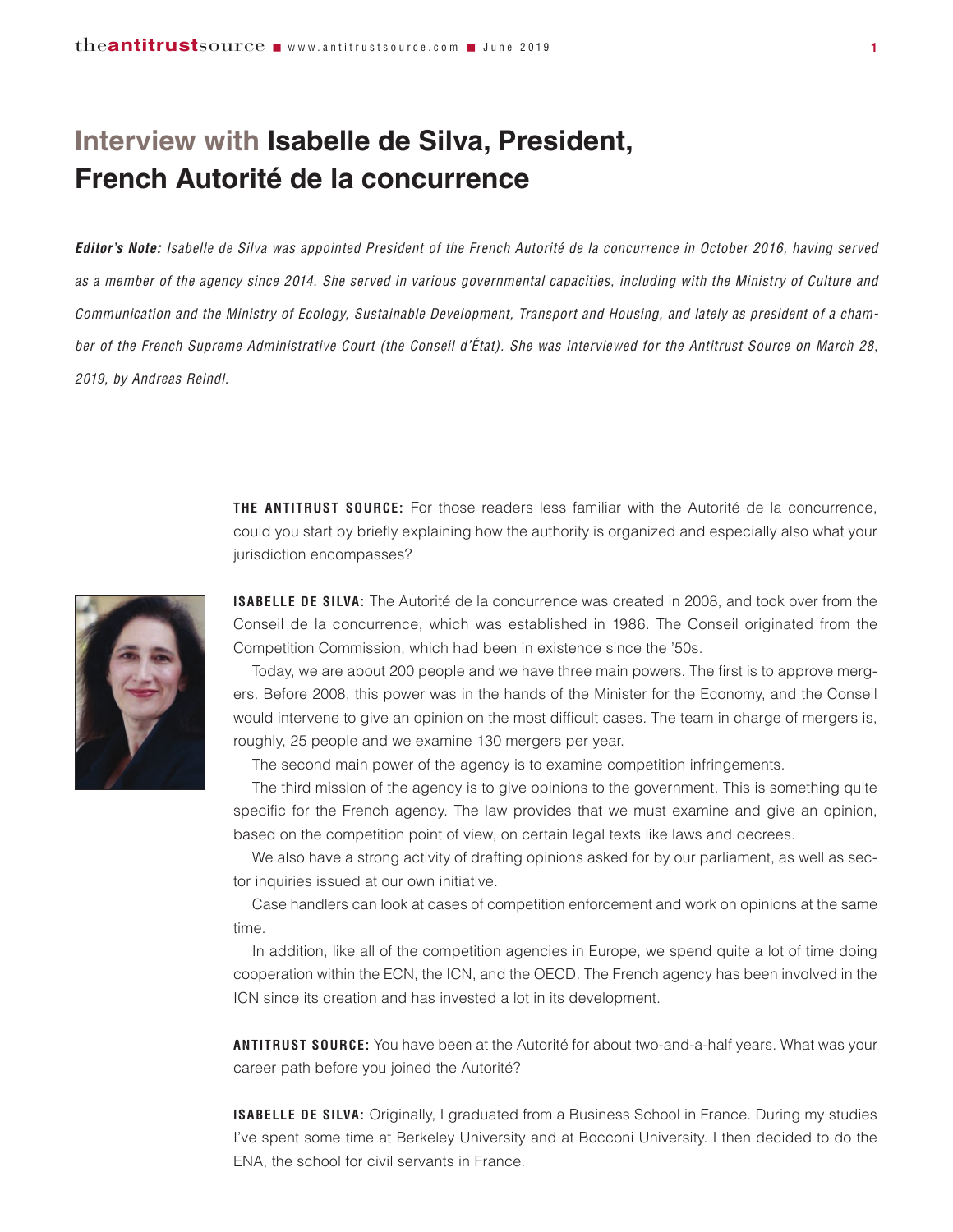# Interview with Isabelle de Silva, President, French Autorité de la concurrence

***Editor's Note:*** *Isabelle de Silva was appointed President of the French Autorité de la concurrence in October 2016, having served as a member of the agency since 2014. She served in various governmental capacities, including with the Ministry of Culture and Communication and the Ministry of Ecology, Sustainable Development, Transport and Housing, and lately as president of a chamber of the French Supreme Administrative Court (the Conseil d'État). She was interviewed for the Antitrust Source on March 28, 2019, by Andreas Reindl.*

**THE ANTITRUST SOURCE:** For those readers less familiar with the Autorité de la concurrence, could you start by briefly explaining how the authority is organized and especially also what your jurisdiction encompasses?

**ISABELLE DE SILVA:** The Autorité de la concurrence was created in 2008, and took over from the Conseil de la concurrence, which was established in 1986. The Conseil originated from the Competition Commission, which had been in existence since the '50s.

Today, we are about 200 people and we have three main powers. The first is to approve mergers. Before 2008, this power was in the hands of the Minister for the Economy, and the Conseil would intervene to give an opinion on the most difficult cases. The team in charge of mergers is, roughly, 25 people and we examine 130 mergers per year.

The second main power of the agency is to examine competition infringements.

The third mission of the agency is to give opinions to the government. This is something quite specific for the French agency. The law provides that we must examine and give an opinion, based on the competition point of view, on certain legal texts like laws and decrees.

We also have a strong activity of drafting opinions asked for by our parliament, as well as sector inquiries issued at our own initiative.

Case handlers can look at cases of competition enforcement and work on opinions at the same time.

In addition, like all of the competition agencies in Europe, we spend quite a lot of time doing cooperation within the ECN, the ICN, and the OECD. The French agency has been involved in the ICN since its creation and has invested a lot in its development.

**ANTITRUST SOURCE:** You have been at the Autorité for about two-and-a-half years. What was your career path before you joined the Autorité?

**ISABELLE DE SILVA:** Originally, I graduated from a Business School in France. During my studies I've spent some time at Berkeley University and at Bocconi University. I then decided to do the ENA, the school for civil servants in France.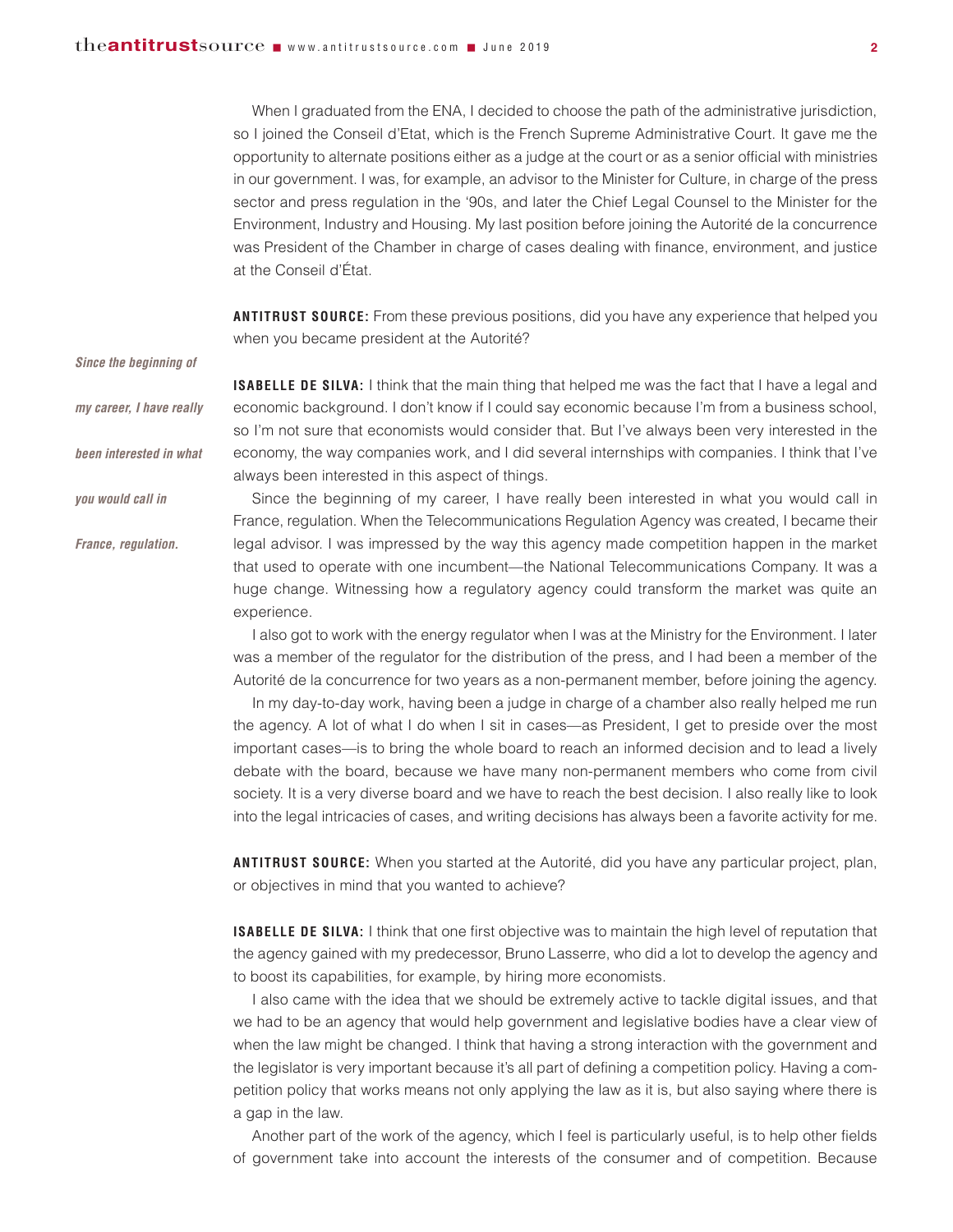When I graduated from the ENA, I decided to choose the path of the administrative jurisdiction, so I joined the Conseil d'Etat, which is the French Supreme Administrative Court. It gave me the opportunity to alternate positions either as a judge at the court or as a senior official with ministries in our government. I was, for example, an advisor to the Minister for Culture, in charge of the press sector and press regulation in the '90s, and later the Chief Legal Counsel to the Minister for the Environment, Industry and Housing. My last position before joining the Autorité de la concurrence was President of the Chamber in charge of cases dealing with finance, environment, and justice at the Conseil d'État.

**ANTITRUST SOURCE:** From these previous positions, did you have any experience that helped you when you became president at the Autorité?

**ISABELLE DE SILVA:** I think that the main thing that helped me was the fact that I have a legal and economic background. I don't know if I could say economic because I'm from a business school, so I'm not sure that economists would consider that. But I've always been very interested in the economy, the way companies work, and I did several internships with companies. I think that I've always been interested in this aspect of things.

*Since the beginning of my career, I have really been interested in what you would call in France, regulation.*

Since the beginning of my career, I have really been interested in what you would call in France, regulation. When the Telecommunications Regulation Agency was created, I became their legal advisor. I was impressed by the way this agency made competition happen in the market that used to operate with one incumbent—the National Telecommunications Company. It was a huge change. Witnessing how a regulatory agency could transform the market was quite an experience.

I also got to work with the energy regulator when I was at the Ministry for the Environment. I later was a member of the regulator for the distribution of the press, and I had been a member of the Autorité de la concurrence for two years as a non-permanent member, before joining the agency.

In my day-to-day work, having been a judge in charge of a chamber also really helped me run the agency. A lot of what I do when I sit in cases—as President, I get to preside over the most important cases—is to bring the whole board to reach an informed decision and to lead a lively debate with the board, because we have many non-permanent members who come from civil society. It is a very diverse board and we have to reach the best decision. I also really like to look into the legal intricacies of cases, and writing decisions has always been a favorite activity for me.

**ANTITRUST SOURCE:** When you started at the Autorité, did you have any particular project, plan, or objectives in mind that you wanted to achieve?

**ISABELLE DE SILVA:** I think that one first objective was to maintain the high level of reputation that the agency gained with my predecessor, Bruno Lasserre, who did a lot to develop the agency and to boost its capabilities, for example, by hiring more economists.

I also came with the idea that we should be extremely active to tackle digital issues, and that we had to be an agency that would help government and legislative bodies have a clear view of when the law might be changed. I think that having a strong interaction with the government and the legislator is very important because it's all part of defining a competition policy. Having a competition policy that works means not only applying the law as it is, but also saying where there is a gap in the law.

Another part of the work of the agency, which I feel is particularly useful, is to help other fields of government take into account the interests of the consumer and of competition. Because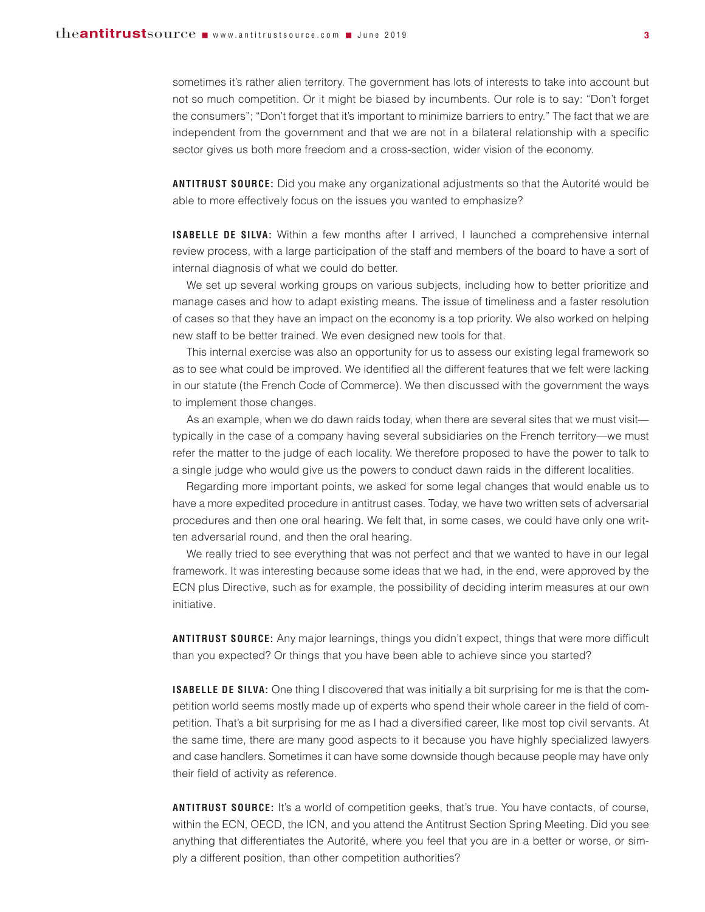sometimes it's rather alien territory. The government has lots of interests to take into account but not so much competition. Or it might be biased by incumbents. Our role is to say: "Don't forget the consumers"; "Don't forget that it's important to minimize barriers to entry." The fact that we are independent from the government and that we are not in a bilateral relationship with a specific sector gives us both more freedom and a cross-section, wider vision of the economy.

**ANTITRUST SOURCE:** Did you make any organizational adjustments so that the Autorité would be able to more effectively focus on the issues you wanted to emphasize?

**ISABELLE DE SILVA:** Within a few months after I arrived, I launched a comprehensive internal review process, with a large participation of the staff and members of the board to have a sort of internal diagnosis of what we could do better.

We set up several working groups on various subjects, including how to better prioritize and manage cases and how to adapt existing means. The issue of timeliness and a faster resolution of cases so that they have an impact on the economy is a top priority. We also worked on helping new staff to be better trained. We even designed new tools for that.

This internal exercise was also an opportunity for us to assess our existing legal framework so as to see what could be improved. We identified all the different features that we felt were lacking in our statute (the French Code of Commerce). We then discussed with the government the ways to implement those changes.

As an example, when we do dawn raids today, when there are several sites that we must visit—typically in the case of a company having several subsidiaries on the French territory—we must refer the matter to the judge of each locality. We therefore proposed to have the power to talk to a single judge who would give us the powers to conduct dawn raids in the different localities.

Regarding more important points, we asked for some legal changes that would enable us to have a more expedited procedure in antitrust cases. Today, we have two written sets of adversarial procedures and then one oral hearing. We felt that, in some cases, we could have only one written adversarial round, and then the oral hearing.

We really tried to see everything that was not perfect and that we wanted to have in our legal framework. It was interesting because some ideas that we had, in the end, were approved by the ECN plus Directive, such as for example, the possibility of deciding interim measures at our own initiative.

**ANTITRUST SOURCE:** Any major learnings, things you didn't expect, things that were more difficult than you expected? Or things that you have been able to achieve since you started?

**ISABELLE DE SILVA:** One thing I discovered that was initially a bit surprising for me is that the competition world seems mostly made up of experts who spend their whole career in the field of competition. That's a bit surprising for me as I had a diversified career, like most top civil servants. At the same time, there are many good aspects to it because you have highly specialized lawyers and case handlers. Sometimes it can have some downside though because people may have only their field of activity as reference.

**ANTITRUST SOURCE:** It's a world of competition geeks, that's true. You have contacts, of course, within the ECN, OECD, the ICN, and you attend the Antitrust Section Spring Meeting. Did you see anything that differentiates the Autorité, where you feel that you are in a better or worse, or simply a different position, than other competition authorities?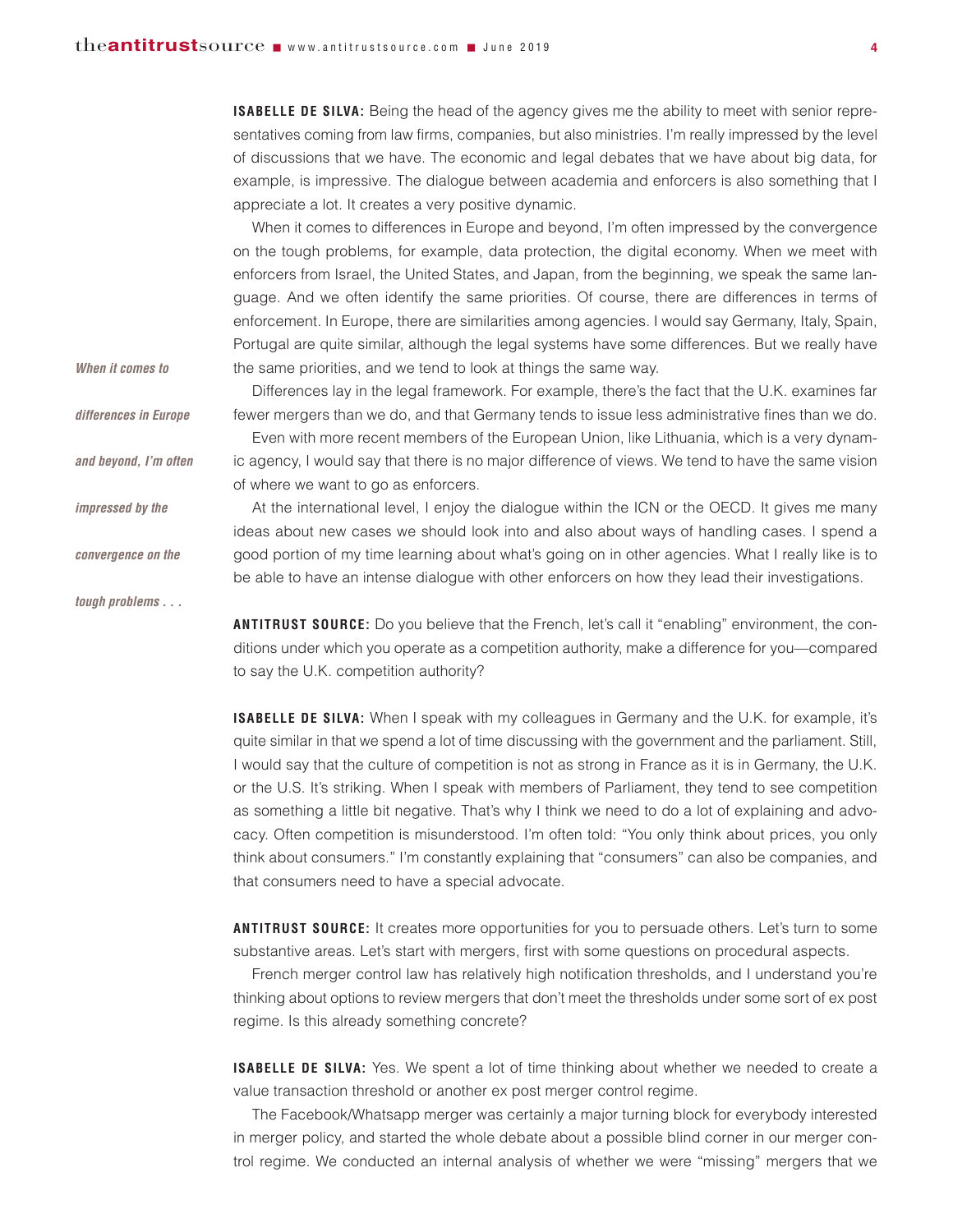**ISABELLE DE SILVA:** Being the head of the agency gives me the ability to meet with senior representatives coming from law firms, companies, but also ministries. I'm really impressed by the level of discussions that we have. The economic and legal debates that we have about big data, for example, is impressive. The dialogue between academia and enforcers is also something that I appreciate a lot. It creates a very positive dynamic.

When it comes to differences in Europe and beyond, I'm often impressed by the convergence on the tough problems, for example, data protection, the digital economy. When we meet with enforcers from Israel, the United States, and Japan, from the beginning, we speak the same language. And we often identify the same priorities. Of course, there are differences in terms of enforcement. In Europe, there are similarities among agencies. I would say Germany, Italy, Spain, Portugal are quite similar, although the legal systems have some differences. But we really have the same priorities, and we tend to look at things the same way.

*When it comes to differences in Europe and beyond, I'm often impressed by the convergence on the tough problems . . .*

Differences lay in the legal framework. For example, there's the fact that the U.K. examines far fewer mergers than we do, and that Germany tends to issue less administrative fines than we do.

Even with more recent members of the European Union, like Lithuania, which is a very dynamic agency, I would say that there is no major difference of views. We tend to have the same vision of where we want to go as enforcers.

At the international level, I enjoy the dialogue within the ICN or the OECD. It gives me many ideas about new cases we should look into and also about ways of handling cases. I spend a good portion of my time learning about what's going on in other agencies. What I really like is to be able to have an intense dialogue with other enforcers on how they lead their investigations.

**ANTITRUST SOURCE:** Do you believe that the French, let's call it "enabling" environment, the conditions under which you operate as a competition authority, make a difference for you—compared to say the U.K. competition authority?

**ISABELLE DE SILVA:** When I speak with my colleagues in Germany and the U.K. for example, it's quite similar in that we spend a lot of time discussing with the government and the parliament. Still, I would say that the culture of competition is not as strong in France as it is in Germany, the U.K. or the U.S. It's striking. When I speak with members of Parliament, they tend to see competition as something a little bit negative. That's why I think we need to do a lot of explaining and advocacy. Often competition is misunderstood. I'm often told: "You only think about prices, you only think about consumers." I'm constantly explaining that "consumers" can also be companies, and that consumers need to have a special advocate.

**ANTITRUST SOURCE:** It creates more opportunities for you to persuade others. Let's turn to some substantive areas. Let's start with mergers, first with some questions on procedural aspects.

French merger control law has relatively high notification thresholds, and I understand you're thinking about options to review mergers that don't meet the thresholds under some sort of ex post regime. Is this already something concrete?

**ISABELLE DE SILVA:** Yes. We spent a lot of time thinking about whether we needed to create a value transaction threshold or another ex post merger control regime.

The Facebook/Whatsapp merger was certainly a major turning block for everybody interested in merger policy, and started the whole debate about a possible blind corner in our merger control regime. We conducted an internal analysis of whether we were "missing" mergers that we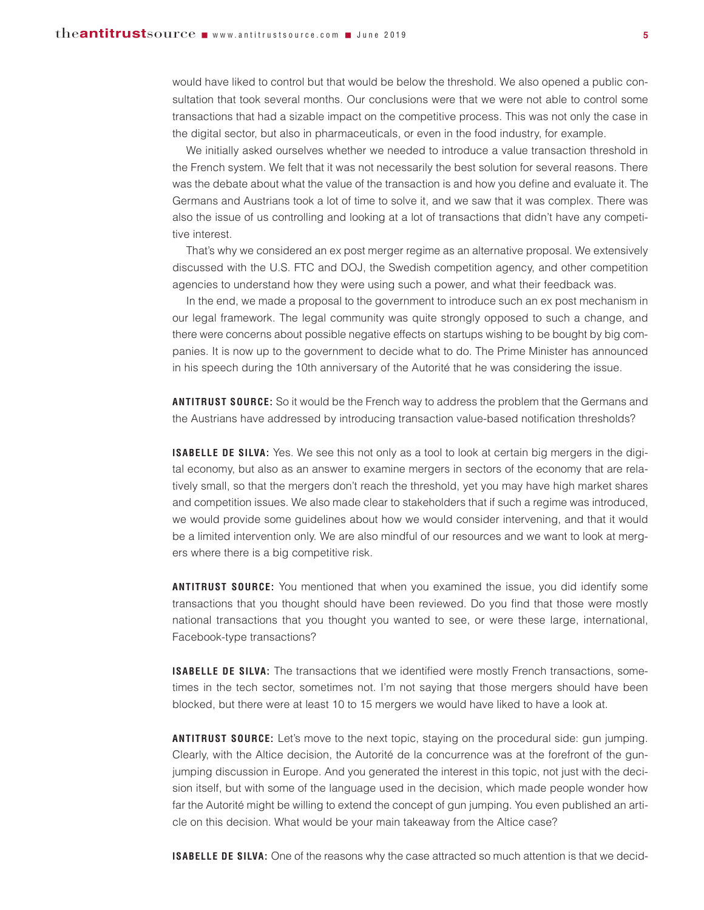would have liked to control but that would be below the threshold. We also opened a public consultation that took several months. Our conclusions were that we were not able to control some transactions that had a sizable impact on the competitive process. This was not only the case in the digital sector, but also in pharmaceuticals, or even in the food industry, for example.

We initially asked ourselves whether we needed to introduce a value transaction threshold in the French system. We felt that it was not necessarily the best solution for several reasons. There was the debate about what the value of the transaction is and how you define and evaluate it. The Germans and Austrians took a lot of time to solve it, and we saw that it was complex. There was also the issue of us controlling and looking at a lot of transactions that didn't have any competitive interest.

That's why we considered an ex post merger regime as an alternative proposal. We extensively discussed with the U.S. FTC and DOJ, the Swedish competition agency, and other competition agencies to understand how they were using such a power, and what their feedback was.

In the end, we made a proposal to the government to introduce such an ex post mechanism in our legal framework. The legal community was quite strongly opposed to such a change, and there were concerns about possible negative effects on startups wishing to be bought by big companies. It is now up to the government to decide what to do. The Prime Minister has announced in his speech during the 10th anniversary of the Autorité that he was considering the issue.

**ANTITRUST SOURCE:** So it would be the French way to address the problem that the Germans and the Austrians have addressed by introducing transaction value-based notification thresholds?

**ISABELLE DE SILVA:** Yes. We see this not only as a tool to look at certain big mergers in the digital economy, but also as an answer to examine mergers in sectors of the economy that are relatively small, so that the mergers don't reach the threshold, yet you may have high market shares and competition issues. We also made clear to stakeholders that if such a regime was introduced, we would provide some guidelines about how we would consider intervening, and that it would be a limited intervention only. We are also mindful of our resources and we want to look at mergers where there is a big competitive risk.

**ANTITRUST SOURCE:** You mentioned that when you examined the issue, you did identify some transactions that you thought should have been reviewed. Do you find that those were mostly national transactions that you thought you wanted to see, or were these large, international, Facebook-type transactions?

**ISABELLE DE SILVA:** The transactions that we identified were mostly French transactions, sometimes in the tech sector, sometimes not. I'm not saying that those mergers should have been blocked, but there were at least 10 to 15 mergers we would have liked to have a look at.

**ANTITRUST SOURCE:** Let's move to the next topic, staying on the procedural side: gun jumping. Clearly, with the Altice decision, the Autorité de la concurrence was at the forefront of the gun-jumping discussion in Europe. And you generated the interest in this topic, not just with the decision itself, but with some of the language used in the decision, which made people wonder how far the Autorité might be willing to extend the concept of gun jumping. You even published an article on this decision. What would be your main takeaway from the Altice case?

**ISABELLE DE SILVA:** One of the reasons why the case attracted so much attention is that we decid-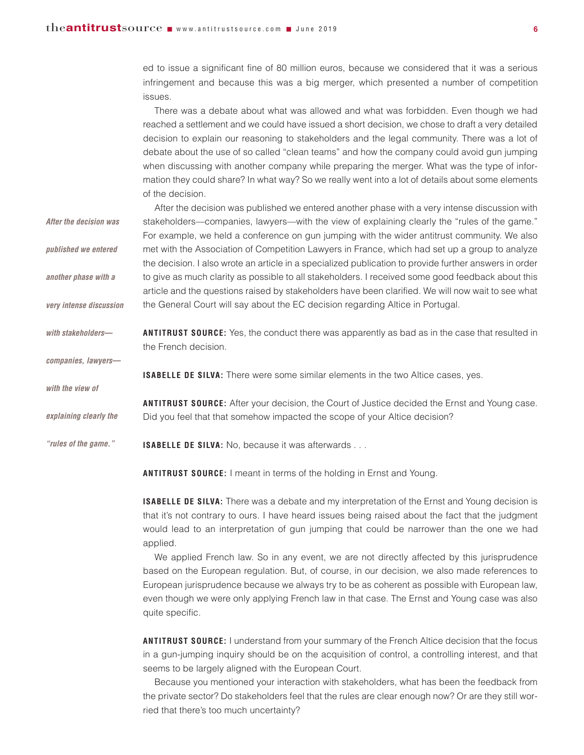ed to issue a significant fine of 80 million euros, because we considered that it was a serious infringement and because this was a big merger, which presented a number of competition issues.

There was a debate about what was allowed and what was forbidden. Even though we had reached a settlement and we could have issued a short decision, we chose to draft a very detailed decision to explain our reasoning to stakeholders and the legal community. There was a lot of debate about the use of so called "clean teams" and how the company could avoid gun jumping when discussing with another company while preparing the merger. What was the type of information they could share? In what way? So we really went into a lot of details about some elements of the decision.

*After the decision was published we entered another phase with a very intense discussion with stakeholders—companies, lawyers—with the view of explaining clearly the "rules of the game."*

After the decision was published we entered another phase with a very intense discussion with stakeholders—companies, lawyers—with the view of explaining clearly the "rules of the game." For example, we held a conference on gun jumping with the wider antitrust community. We also met with the Association of Competition Lawyers in France, which had set up a group to analyze the decision. I also wrote an article in a specialized publication to provide further answers in order to give as much clarity as possible to all stakeholders. I received some good feedback about this article and the questions raised by stakeholders have been clarified. We will now wait to see what the General Court will say about the EC decision regarding Altice in Portugal.

**ANTITRUST SOURCE:** Yes, the conduct there was apparently as bad as in the case that resulted in the French decision.

**ISABELLE DE SILVA:** There were some similar elements in the two Altice cases, yes.

**ANTITRUST SOURCE:** After your decision, the Court of Justice decided the Ernst and Young case. Did you feel that that somehow impacted the scope of your Altice decision?

**ISABELLE DE SILVA:** No, because it was afterwards . . .

**ANTITRUST SOURCE:** I meant in terms of the holding in Ernst and Young.

**ISABELLE DE SILVA:** There was a debate and my interpretation of the Ernst and Young decision is that it's not contrary to ours. I have heard issues being raised about the fact that the judgment would lead to an interpretation of gun jumping that could be narrower than the one we had applied.

We applied French law. So in any event, we are not directly affected by this jurisprudence based on the European regulation. But, of course, in our decision, we also made references to European jurisprudence because we always try to be as coherent as possible with European law, even though we were only applying French law in that case. The Ernst and Young case was also quite specific.

**ANTITRUST SOURCE:** I understand from your summary of the French Altice decision that the focus in a gun-jumping inquiry should be on the acquisition of control, a controlling interest, and that seems to be largely aligned with the European Court.

Because you mentioned your interaction with stakeholders, what has been the feedback from the private sector? Do stakeholders feel that the rules are clear enough now? Or are they still worried that there's too much uncertainty?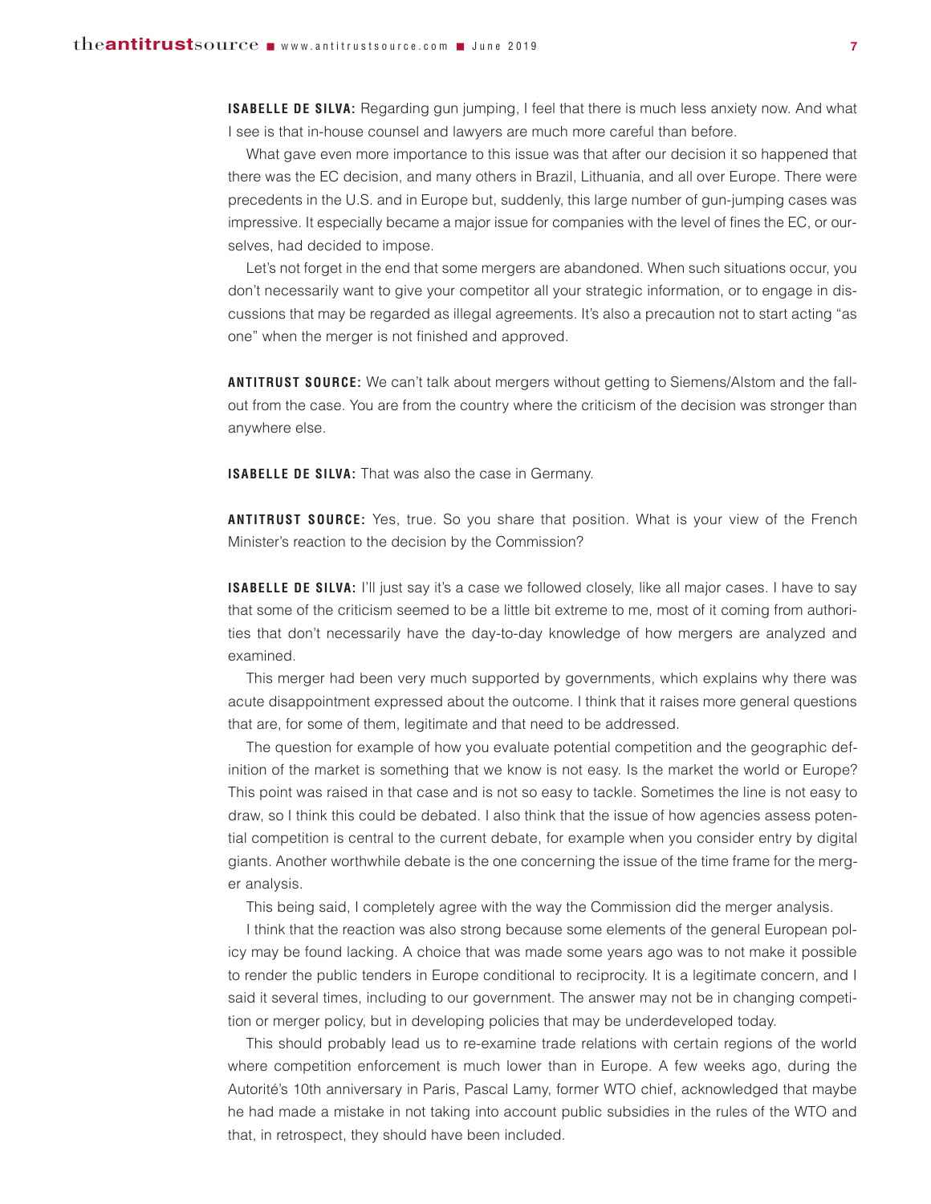**ISABELLE DE SILVA:** Regarding gun jumping, I feel that there is much less anxiety now. And what I see is that in-house counsel and lawyers are much more careful than before.

What gave even more importance to this issue was that after our decision it so happened that there was the EC decision, and many others in Brazil, Lithuania, and all over Europe. There were precedents in the U.S. and in Europe but, suddenly, this large number of gun-jumping cases was impressive. It especially became a major issue for companies with the level of fines the EC, or ourselves, had decided to impose.

Let's not forget in the end that some mergers are abandoned. When such situations occur, you don't necessarily want to give your competitor all your strategic information, or to engage in discussions that may be regarded as illegal agreements. It's also a precaution not to start acting "as one" when the merger is not finished and approved.

**ANTITRUST SOURCE:** We can't talk about mergers without getting to Siemens/Alstom and the fallout from the case. You are from the country where the criticism of the decision was stronger than anywhere else.

**ISABELLE DE SILVA:** That was also the case in Germany.

**ANTITRUST SOURCE:** Yes, true. So you share that position. What is your view of the French Minister's reaction to the decision by the Commission?

**ISABELLE DE SILVA:** I'll just say it's a case we followed closely, like all major cases. I have to say that some of the criticism seemed to be a little bit extreme to me, most of it coming from authorities that don't necessarily have the day-to-day knowledge of how mergers are analyzed and examined.

This merger had been very much supported by governments, which explains why there was acute disappointment expressed about the outcome. I think that it raises more general questions that are, for some of them, legitimate and that need to be addressed.

The question for example of how you evaluate potential competition and the geographic definition of the market is something that we know is not easy. Is the market the world or Europe? This point was raised in that case and is not so easy to tackle. Sometimes the line is not easy to draw, so I think this could be debated. I also think that the issue of how agencies assess potential competition is central to the current debate, for example when you consider entry by digital giants. Another worthwhile debate is the one concerning the issue of the time frame for the merger analysis.

This being said, I completely agree with the way the Commission did the merger analysis.

I think that the reaction was also strong because some elements of the general European policy may be found lacking. A choice that was made some years ago was to not make it possible to render the public tenders in Europe conditional to reciprocity. It is a legitimate concern, and I said it several times, including to our government. The answer may not be in changing competition or merger policy, but in developing policies that may be underdeveloped today.

This should probably lead us to re-examine trade relations with certain regions of the world where competition enforcement is much lower than in Europe. A few weeks ago, during the Autorité's 10th anniversary in Paris, Pascal Lamy, former WTO chief, acknowledged that maybe he had made a mistake in not taking into account public subsidies in the rules of the WTO and that, in retrospect, they should have been included.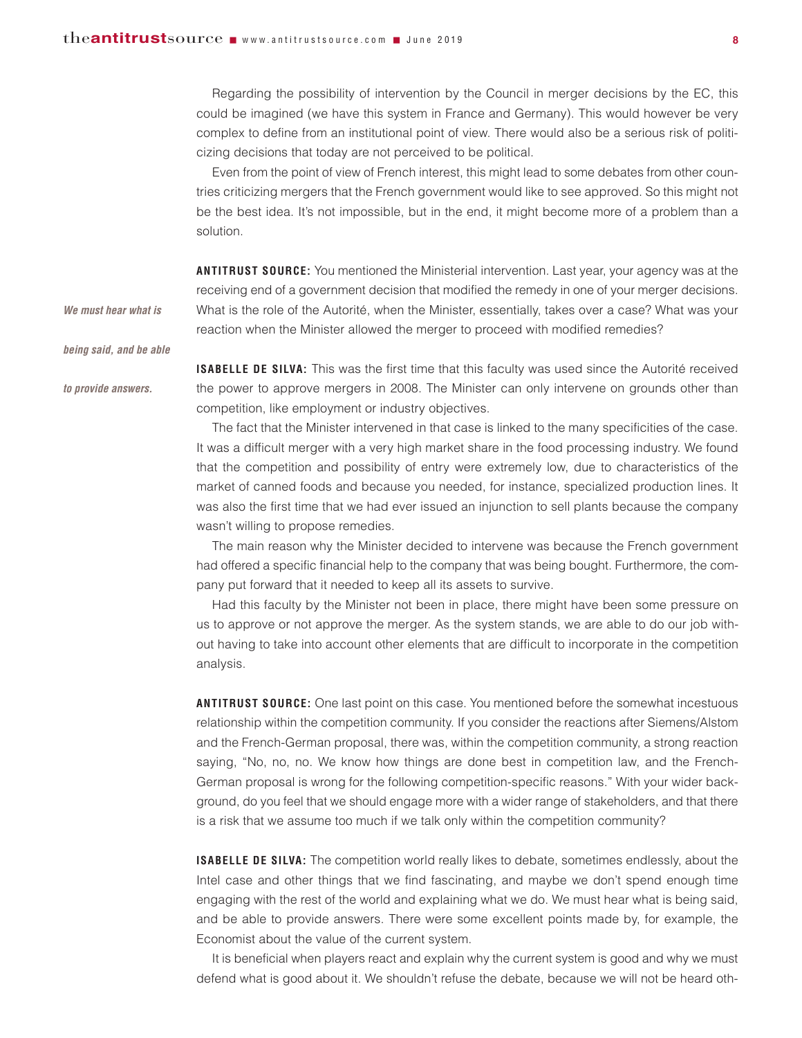Regarding the possibility of intervention by the Council in merger decisions by the EC, this could be imagined (we have this system in France and Germany). This would however be very complex to define from an institutional point of view. There would also be a serious risk of politicizing decisions that today are not perceived to be political.

Even from the point of view of French interest, this might lead to some debates from other countries criticizing mergers that the French government would like to see approved. So this might not be the best idea. It's not impossible, but in the end, it might become more of a problem than a solution.

**ANTITRUST SOURCE:** You mentioned the Ministerial intervention. Last year, your agency was at the receiving end of a government decision that modified the remedy in one of your merger decisions. What is the role of the Autorité, when the Minister, essentially, takes over a case? What was your reaction when the Minister allowed the merger to proceed with modified remedies?

***We must hear what is being said, and be able to provide answers.***

**ISABELLE DE SILVA:** This was the first time that this faculty was used since the Autorité received the power to approve mergers in 2008. The Minister can only intervene on grounds other than competition, like employment or industry objectives.

The fact that the Minister intervened in that case is linked to the many specificities of the case. It was a difficult merger with a very high market share in the food processing industry. We found that the competition and possibility of entry were extremely low, due to characteristics of the market of canned foods and because you needed, for instance, specialized production lines. It was also the first time that we had ever issued an injunction to sell plants because the company wasn't willing to propose remedies.

The main reason why the Minister decided to intervene was because the French government had offered a specific financial help to the company that was being bought. Furthermore, the company put forward that it needed to keep all its assets to survive.

Had this faculty by the Minister not been in place, there might have been some pressure on us to approve or not approve the merger. As the system stands, we are able to do our job without having to take into account other elements that are difficult to incorporate in the competition analysis.

**ANTITRUST SOURCE:** One last point on this case. You mentioned before the somewhat incestuous relationship within the competition community. If you consider the reactions after Siemens/Alstom and the French-German proposal, there was, within the competition community, a strong reaction saying, "No, no, no. We know how things are done best in competition law, and the French-German proposal is wrong for the following competition-specific reasons." With your wider background, do you feel that we should engage more with a wider range of stakeholders, and that there is a risk that we assume too much if we talk only within the competition community?

**ISABELLE DE SILVA:** The competition world really likes to debate, sometimes endlessly, about the Intel case and other things that we find fascinating, and maybe we don't spend enough time engaging with the rest of the world and explaining what we do. We must hear what is being said, and be able to provide answers. There were some excellent points made by, for example, the Economist about the value of the current system.

It is beneficial when players react and explain why the current system is good and why we must defend what is good about it. We shouldn't refuse the debate, because we will not be heard oth-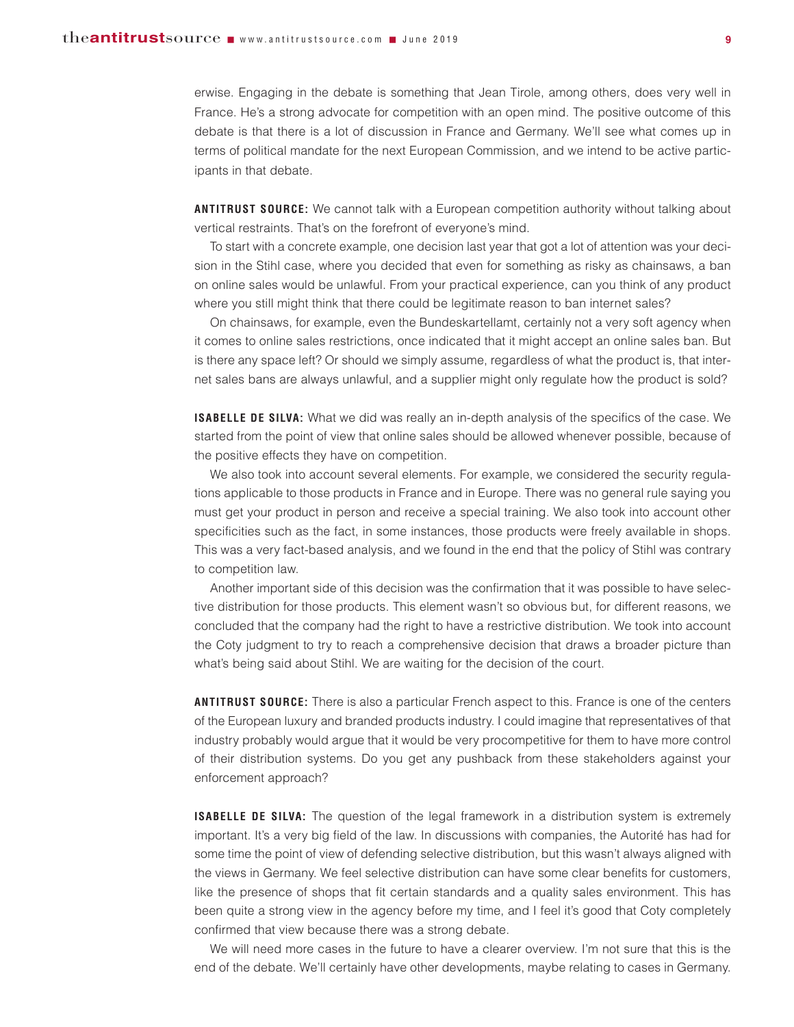erwise. Engaging in the debate is something that Jean Tirole, among others, does very well in France. He's a strong advocate for competition with an open mind. The positive outcome of this debate is that there is a lot of discussion in France and Germany. We'll see what comes up in terms of political mandate for the next European Commission, and we intend to be active participants in that debate.

**ANTITRUST SOURCE:** We cannot talk with a European competition authority without talking about vertical restraints. That's on the forefront of everyone's mind.

To start with a concrete example, one decision last year that got a lot of attention was your decision in the Stihl case, where you decided that even for something as risky as chainsaws, a ban on online sales would be unlawful. From your practical experience, can you think of any product where you still might think that there could be legitimate reason to ban internet sales?

On chainsaws, for example, even the Bundeskartellamt, certainly not a very soft agency when it comes to online sales restrictions, once indicated that it might accept an online sales ban. But is there any space left? Or should we simply assume, regardless of what the product is, that internet sales bans are always unlawful, and a supplier might only regulate how the product is sold?

**ISABELLE DE SILVA:** What we did was really an in-depth analysis of the specifics of the case. We started from the point of view that online sales should be allowed whenever possible, because of the positive effects they have on competition.

We also took into account several elements. For example, we considered the security regulations applicable to those products in France and in Europe. There was no general rule saying you must get your product in person and receive a special training. We also took into account other specificities such as the fact, in some instances, those products were freely available in shops. This was a very fact-based analysis, and we found in the end that the policy of Stihl was contrary to competition law.

Another important side of this decision was the confirmation that it was possible to have selective distribution for those products. This element wasn't so obvious but, for different reasons, we concluded that the company had the right to have a restrictive distribution. We took into account the Coty judgment to try to reach a comprehensive decision that draws a broader picture than what's being said about Stihl. We are waiting for the decision of the court.

**ANTITRUST SOURCE:** There is also a particular French aspect to this. France is one of the centers of the European luxury and branded products industry. I could imagine that representatives of that industry probably would argue that it would be very procompetitive for them to have more control of their distribution systems. Do you get any pushback from these stakeholders against your enforcement approach?

**ISABELLE DE SILVA:** The question of the legal framework in a distribution system is extremely important. It's a very big field of the law. In discussions with companies, the Autorité has had for some time the point of view of defending selective distribution, but this wasn't always aligned with the views in Germany. We feel selective distribution can have some clear benefits for customers, like the presence of shops that fit certain standards and a quality sales environment. This has been quite a strong view in the agency before my time, and I feel it's good that Coty completely confirmed that view because there was a strong debate.

We will need more cases in the future to have a clearer overview. I'm not sure that this is the end of the debate. We'll certainly have other developments, maybe relating to cases in Germany.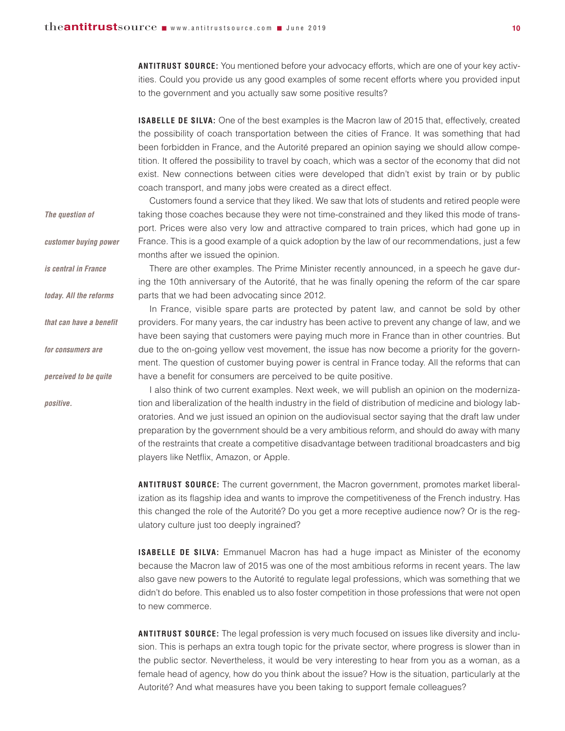**ANTITRUST SOURCE:** You mentioned before your advocacy efforts, which are one of your key activities. Could you provide us any good examples of some recent efforts where you provided input to the government and you actually saw some positive results?

**ISABELLE DE SILVA:** One of the best examples is the Macron law of 2015 that, effectively, created the possibility of coach transportation between the cities of France. It was something that had been forbidden in France, and the Autorité prepared an opinion saying we should allow competition. It offered the possibility to travel by coach, which was a sector of the economy that did not exist. New connections between cities were developed that didn't exist by train or by public coach transport, and many jobs were created as a direct effect.

Customers found a service that they liked. We saw that lots of students and retired people were taking those coaches because they were not time-constrained and they liked this mode of transport. Prices were also very low and attractive compared to train prices, which had gone up in France. This is a good example of a quick adoption by the law of our recommendations, just a few months after we issued the opinion.

*The question of customer buying power is central in France today. All the reforms that can have a benefit for consumers are perceived to be quite positive.*

There are other examples. The Prime Minister recently announced, in a speech he gave during the 10th anniversary of the Autorité, that he was finally opening the reform of the car spare parts that we had been advocating since 2012.

In France, visible spare parts are protected by patent law, and cannot be sold by other providers. For many years, the car industry has been active to prevent any change of law, and we have been saying that customers were paying much more in France than in other countries. But due to the on-going yellow vest movement, the issue has now become a priority for the government. The question of customer buying power is central in France today. All the reforms that can have a benefit for consumers are perceived to be quite positive.

I also think of two current examples. Next week, we will publish an opinion on the modernization and liberalization of the health industry in the field of distribution of medicine and biology laboratories. And we just issued an opinion on the audiovisual sector saying that the draft law under preparation by the government should be a very ambitious reform, and should do away with many of the restraints that create a competitive disadvantage between traditional broadcasters and big players like Netflix, Amazon, or Apple.

**ANTITRUST SOURCE:** The current government, the Macron government, promotes market liberalization as its flagship idea and wants to improve the competitiveness of the French industry. Has this changed the role of the Autorité? Do you get a more receptive audience now? Or is the regulatory culture just too deeply ingrained?

**ISABELLE DE SILVA:** Emmanuel Macron has had a huge impact as Minister of the economy because the Macron law of 2015 was one of the most ambitious reforms in recent years. The law also gave new powers to the Autorité to regulate legal professions, which was something that we didn't do before. This enabled us to also foster competition in those professions that were not open to new commerce.

**ANTITRUST SOURCE:** The legal profession is very much focused on issues like diversity and inclusion. This is perhaps an extra tough topic for the private sector, where progress is slower than in the public sector. Nevertheless, it would be very interesting to hear from you as a woman, as a female head of agency, how do you think about the issue? How is the situation, particularly at the Autorité? And what measures have you been taking to support female colleagues?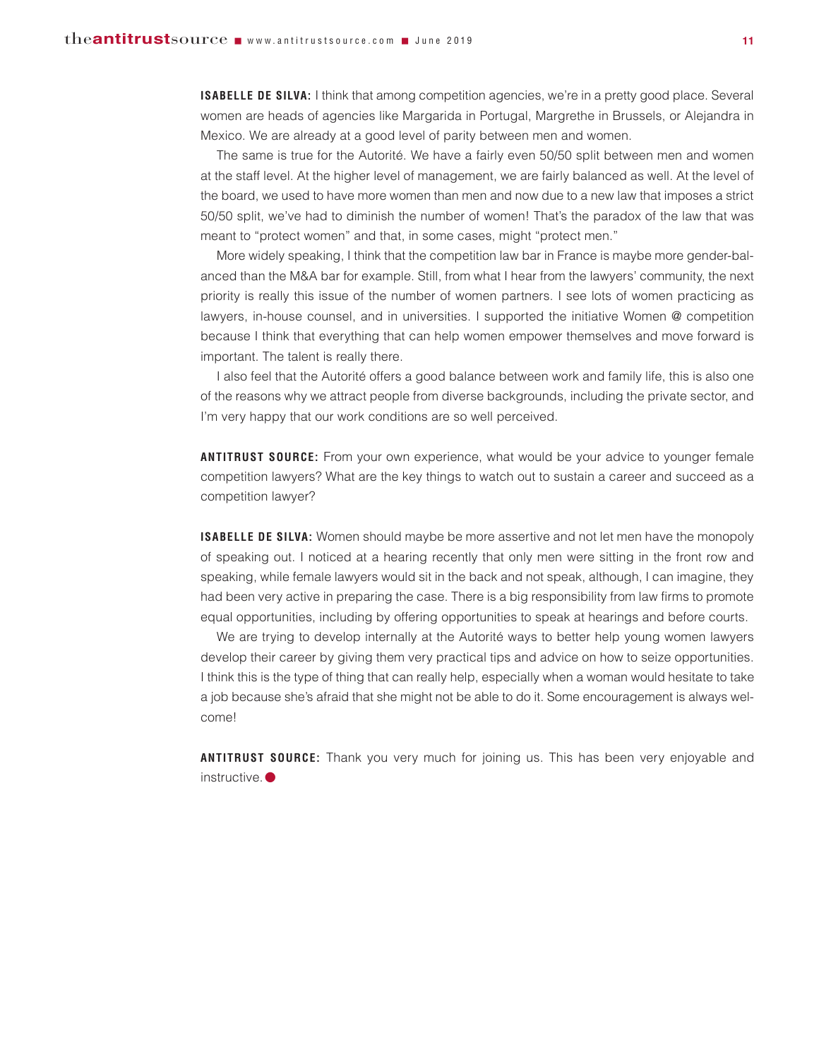**ISABELLE DE SILVA:** I think that among competition agencies, we're in a pretty good place. Several women are heads of agencies like Margarida in Portugal, Margrethe in Brussels, or Alejandra in Mexico. We are already at a good level of parity between men and women.

The same is true for the Autorité. We have a fairly even 50/50 split between men and women at the staff level. At the higher level of management, we are fairly balanced as well. At the level of the board, we used to have more women than men and now due to a new law that imposes a strict 50/50 split, we've had to diminish the number of women! That's the paradox of the law that was meant to "protect women" and that, in some cases, might "protect men."

More widely speaking, I think that the competition law bar in France is maybe more gender-balanced than the M&A bar for example. Still, from what I hear from the lawyers' community, the next priority is really this issue of the number of women partners. I see lots of women practicing as lawyers, in-house counsel, and in universities. I supported the initiative Women @ competition because I think that everything that can help women empower themselves and move forward is important. The talent is really there.

I also feel that the Autorité offers a good balance between work and family life, this is also one of the reasons why we attract people from diverse backgrounds, including the private sector, and I'm very happy that our work conditions are so well perceived.

**ANTITRUST SOURCE:** From your own experience, what would be your advice to younger female competition lawyers? What are the key things to watch out to sustain a career and succeed as a competition lawyer?

**ISABELLE DE SILVA:** Women should maybe be more assertive and not let men have the monopoly of speaking out. I noticed at a hearing recently that only men were sitting in the front row and speaking, while female lawyers would sit in the back and not speak, although, I can imagine, they had been very active in preparing the case. There is a big responsibility from law firms to promote equal opportunities, including by offering opportunities to speak at hearings and before courts.

We are trying to develop internally at the Autorité ways to better help young women lawyers develop their career by giving them very practical tips and advice on how to seize opportunities. I think this is the type of thing that can really help, especially when a woman would hesitate to take a job because she's afraid that she might not be able to do it. Some encouragement is always welcome!

**ANTITRUST SOURCE:** Thank you very much for joining us. This has been very enjoyable and instructive. ●